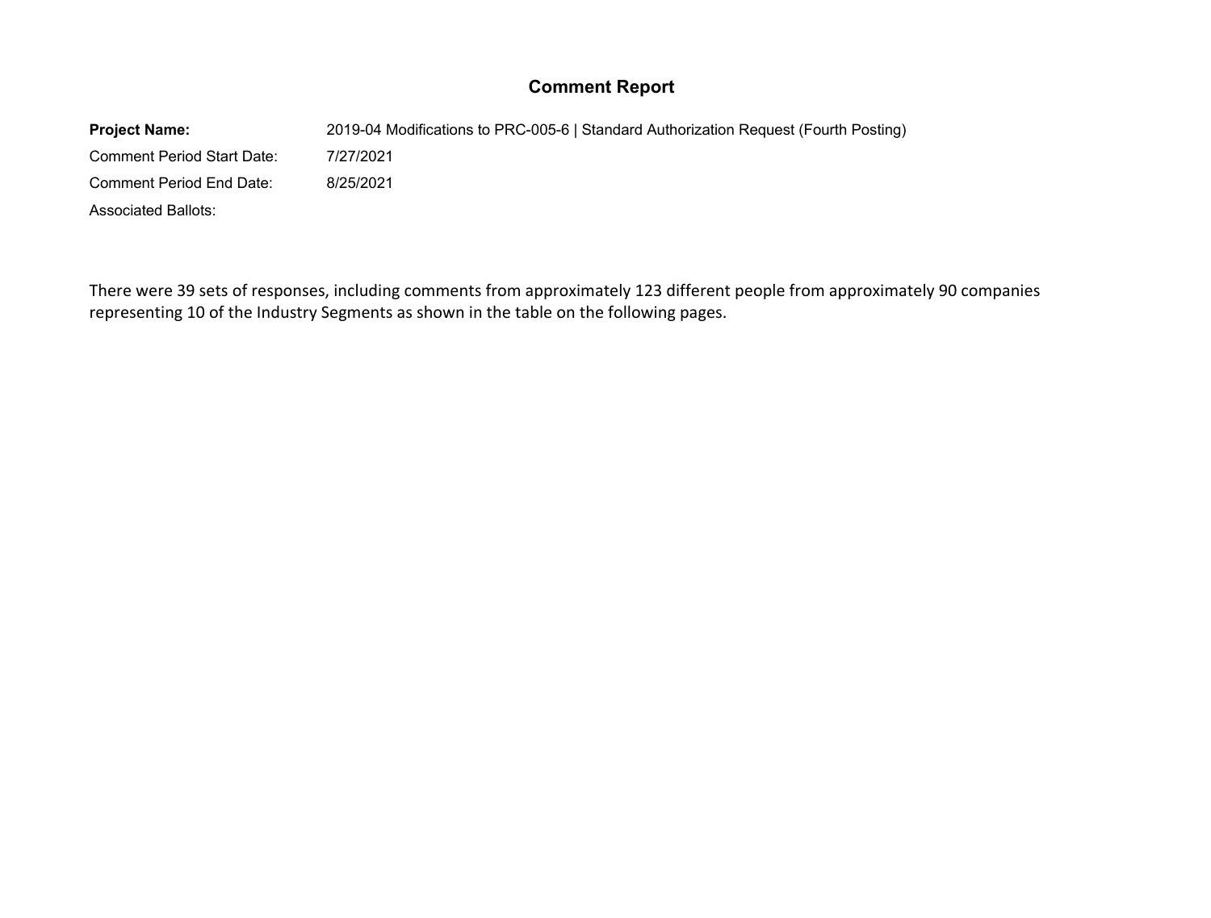# Comment Report

| | |
|---|---|
| **Project Name:** | 2019-04 Modifications to PRC-005-6 \| Standard Authorization Request (Fourth Posting) |
| Comment Period Start Date: | 7/27/2021 |
| Comment Period End Date: | 8/25/2021 |
| Associated Ballots: | |

There were 39 sets of responses, including comments from approximately 123 different people from approximately 90 companies representing 10 of the Industry Segments as shown in the table on the following pages.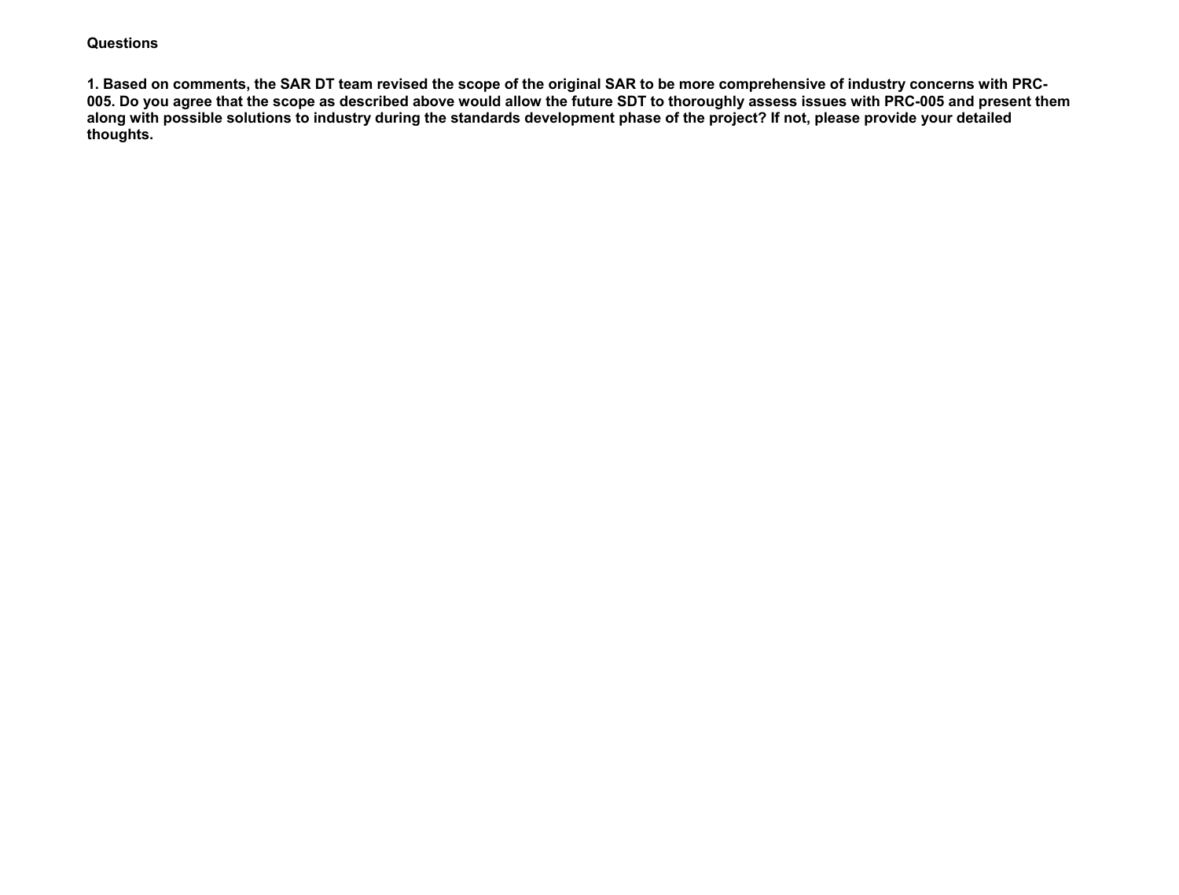**Questions**

**1. Based on comments, the SAR DT team revised the scope of the original SAR to be more comprehensive of industry concerns with PRC-005. Do you agree that the scope as described above would allow the future SDT to thoroughly assess issues with PRC-005 and present them along with possible solutions to industry during the standards development phase of the project? If not, please provide your detailed thoughts.**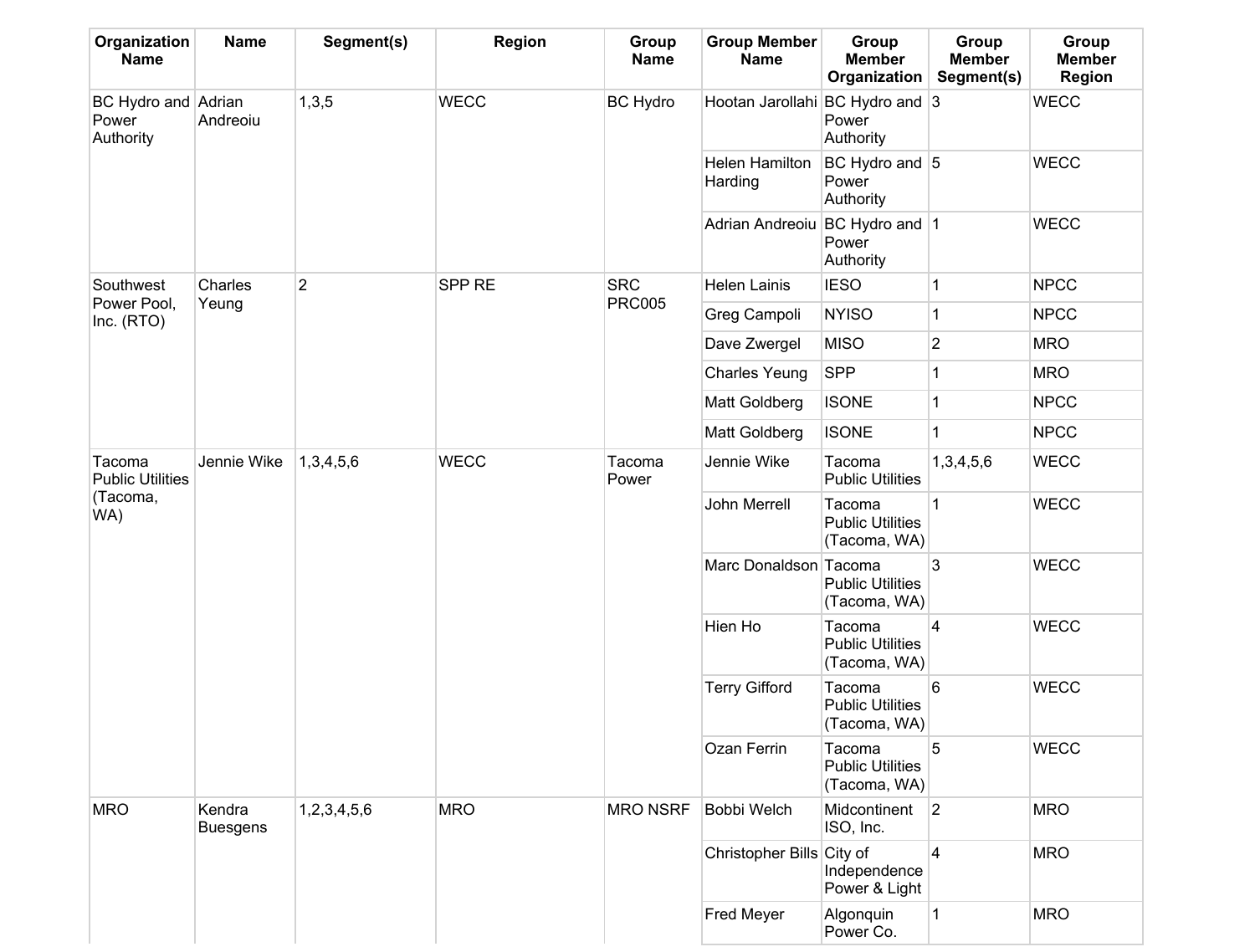| Organization Name | Name | Segment(s) | Region | Group Name | Group Member Name | Group Member Organization | Group Member Segment(s) | Group Member Region |
|---|---|---|---|---|---|---|---|---|
| BC Hydro and Power Authority | Adrian Andreoiu | 1,3,5 | WECC | BC Hydro | Hootan Jarollahi | BC Hydro and Power Authority | 3 | WECC |
| | | | | | Helen Hamilton Harding | BC Hydro and Power Authority | 5 | WECC |
| | | | | | Adrian Andreoiu | BC Hydro and Power Authority | 1 | WECC |
| Southwest Power Pool, Inc. (RTO) | Charles Yeung | 2 | SPP RE | SRC PRC005 | Helen Lainis | IESO | 1 | NPCC |
| | | | | | Greg Campoli | NYISO | 1 | NPCC |
| | | | | | Dave Zwergel | MISO | 2 | MRO |
| | | | | | Charles Yeung | SPP | 1 | MRO |
| | | | | | Matt Goldberg | ISONE | 1 | NPCC |
| | | | | | Matt Goldberg | ISONE | 1 | NPCC |
| Tacoma Public Utilities (Tacoma, WA) | Jennie Wike | 1,3,4,5,6 | WECC | Tacoma Power | Jennie Wike | Tacoma Public Utilities | 1,3,4,5,6 | WECC |
| | | | | | John Merrell | Tacoma Public Utilities (Tacoma, WA) | 1 | WECC |
| | | | | | Marc Donaldson | Tacoma Public Utilities (Tacoma, WA) | 3 | WECC |
| | | | | | Hien Ho | Tacoma Public Utilities (Tacoma, WA) | 4 | WECC |
| | | | | | Terry Gifford | Tacoma Public Utilities (Tacoma, WA) | 6 | WECC |
| | | | | | Ozan Ferrin | Tacoma Public Utilities (Tacoma, WA) | 5 | WECC |
| MRO | Kendra Buesgens | 1,2,3,4,5,6 | MRO | MRO NSRF | Bobbi Welch | Midcontinent ISO, Inc. | 2 | MRO |
| | | | | | Christopher Bills | City of Independence Power & Light | 4 | MRO |
| | | | | | Fred Meyer | Algonquin Power Co. | 1 | MRO |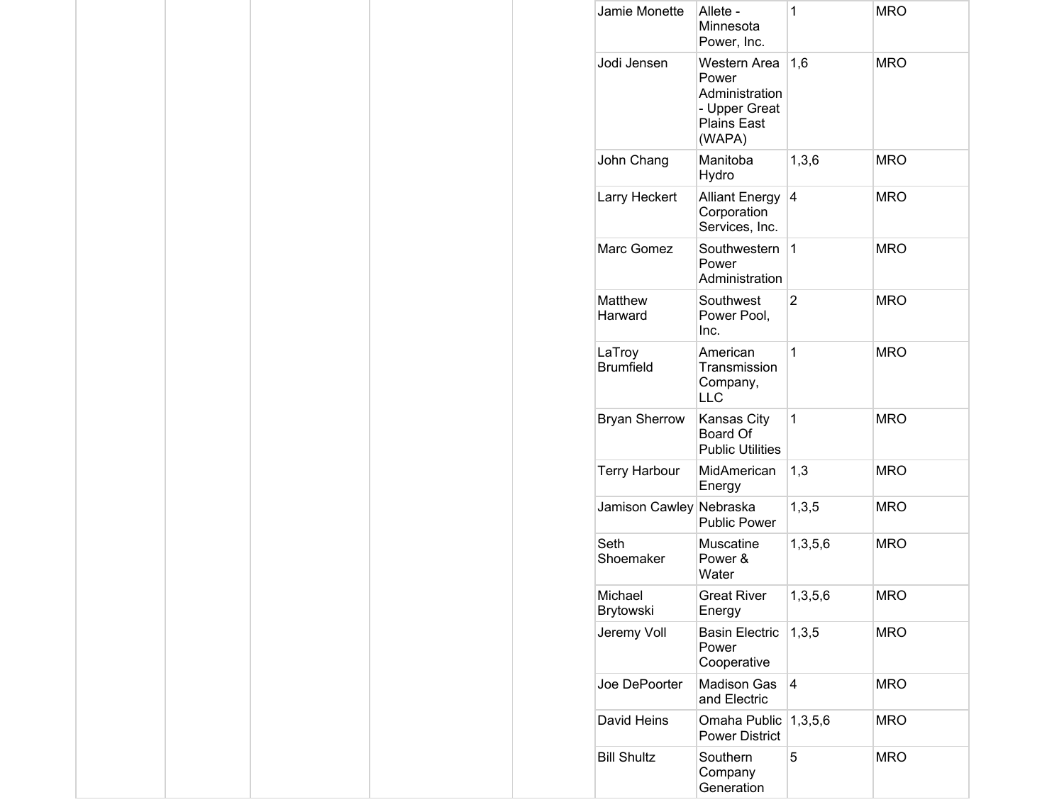| | | | | | | | | |
|---|---|---|---|---|---|---|---|---|
| | | | | | Jamie Monette | Allete - Minnesota Power, Inc. | 1 | MRO |
| | | | | | Jodi Jensen | Western Area Power Administration - Upper Great Plains East (WAPA) | 1,6 | MRO |
| | | | | | John Chang | Manitoba Hydro | 1,3,6 | MRO |
| | | | | | Larry Heckert | Alliant Energy Corporation Services, Inc. | 4 | MRO |
| | | | | | Marc Gomez | Southwestern Power Administration | 1 | MRO |
| | | | | | Matthew Harward | Southwest Power Pool, Inc. | 2 | MRO |
| | | | | | LaTroy Brumfield | American Transmission Company, LLC | 1 | MRO |
| | | | | | Bryan Sherrow | Kansas City Board Of Public Utilities | 1 | MRO |
| | | | | | Terry Harbour | MidAmerican Energy | 1,3 | MRO |
| | | | | | Jamison Cawley | Nebraska Public Power | 1,3,5 | MRO |
| | | | | | Seth Shoemaker | Muscatine Power & Water | 1,3,5,6 | MRO |
| | | | | | Michael Brytowski | Great River Energy | 1,3,5,6 | MRO |
| | | | | | Jeremy Voll | Basin Electric Power Cooperative | 1,3,5 | MRO |
| | | | | | Joe DePoorter | Madison Gas and Electric | 4 | MRO |
| | | | | | David Heins | Omaha Public Power District | 1,3,5,6 | MRO |
| | | | | | Bill Shultz | Southern Company Generation | 5 | MRO |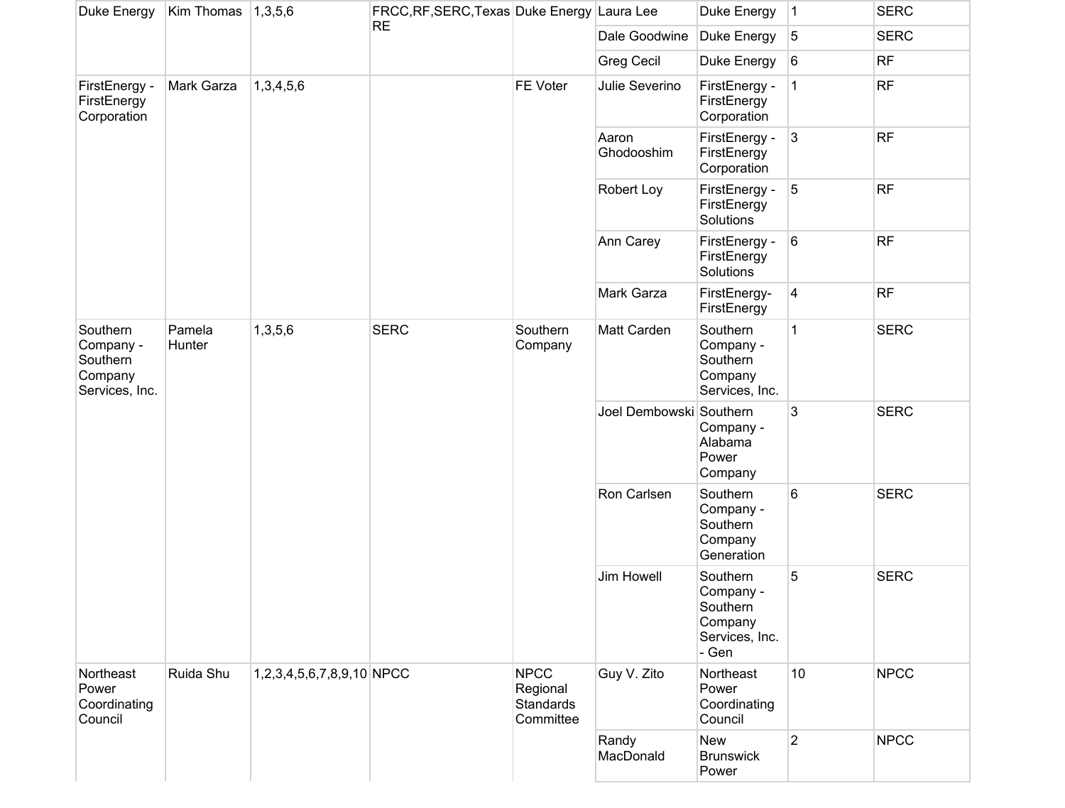| | | | | | | | | |
|---|---|---|---|---|---|---|---|---|
| Duke Energy | Kim Thomas | 1,3,5,6 | FRCC,RF,SERC,Texas RE | Duke Energy | Laura Lee | Duke Energy | 1 | SERC |
| | | | | | Dale Goodwine | Duke Energy | 5 | SERC |
| | | | | | Greg Cecil | Duke Energy | 6 | RF |
| FirstEnergy - FirstEnergy Corporation | Mark Garza | 1,3,4,5,6 | | FE Voter | Julie Severino | FirstEnergy - FirstEnergy Corporation | 1 | RF |
| | | | | | Aaron Ghodooshim | FirstEnergy - FirstEnergy Corporation | 3 | RF |
| | | | | | Robert Loy | FirstEnergy - FirstEnergy Solutions | 5 | RF |
| | | | | | Ann Carey | FirstEnergy - FirstEnergy Solutions | 6 | RF |
| | | | | | Mark Garza | FirstEnergy- FirstEnergy | 4 | RF |
| Southern Company - Southern Company Services, Inc. | Pamela Hunter | 1,3,5,6 | SERC | Southern Company | Matt Carden | Southern Company - Southern Company Services, Inc. | 1 | SERC |
| | | | | | Joel Dembowski | Southern Company - Alabama Power Company | 3 | SERC |
| | | | | | Ron Carlsen | Southern Company - Southern Company Generation | 6 | SERC |
| | | | | | Jim Howell | Southern Company - Southern Company Services, Inc. - Gen | 5 | SERC |
| Northeast Power Coordinating Council | Ruida Shu | 1,2,3,4,5,6,7,8,9,10 | NPCC | NPCC Regional Standards Committee | Guy V. Zito | Northeast Power Coordinating Council | 10 | NPCC |
| | | | | | Randy MacDonald | New Brunswick Power | 2 | NPCC |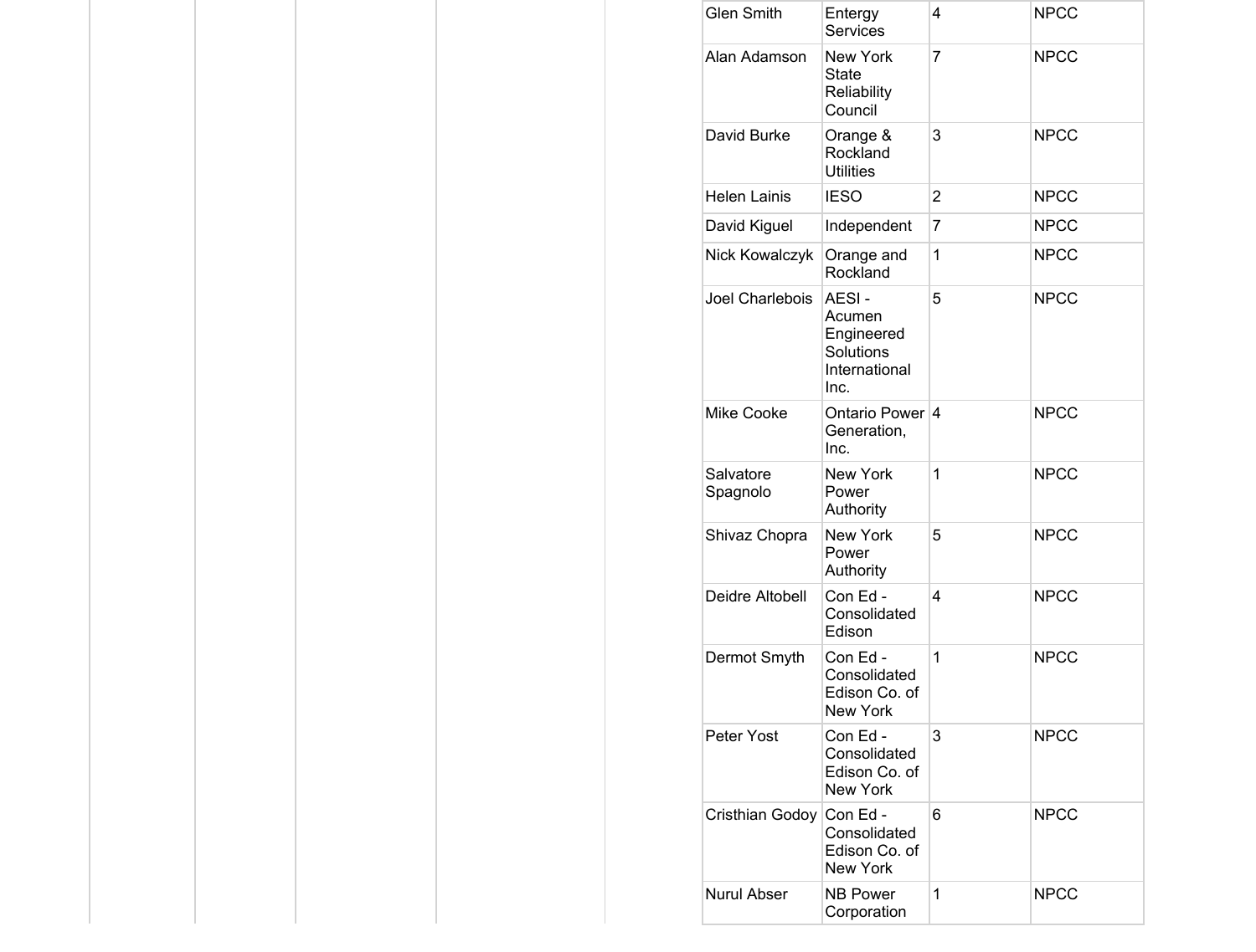| | | | | | | | | |
|---|---|---|---|---|---|---|---|---|
| | | | | | Glen Smith | Entergy Services | 4 | NPCC |
| | | | | | Alan Adamson | New York State Reliability Council | 7 | NPCC |
| | | | | | David Burke | Orange & Rockland Utilities | 3 | NPCC |
| | | | | | Helen Lainis | IESO | 2 | NPCC |
| | | | | | David Kiguel | Independent | 7 | NPCC |
| | | | | | Nick Kowalczyk | Orange and Rockland | 1 | NPCC |
| | | | | | Joel Charlebois | AESI - Acumen Engineered Solutions International Inc. | 5 | NPCC |
| | | | | | Mike Cooke | Ontario Power Generation, Inc. | 4 | NPCC |
| | | | | | Salvatore Spagnolo | New York Power Authority | 1 | NPCC |
| | | | | | Shivaz Chopra | New York Power Authority | 5 | NPCC |
| | | | | | Deidre Altobell | Con Ed - Consolidated Edison | 4 | NPCC |
| | | | | | Dermot Smyth | Con Ed - Consolidated Edison Co. of New York | 1 | NPCC |
| | | | | | Peter Yost | Con Ed - Consolidated Edison Co. of New York | 3 | NPCC |
| | | | | | Cristhian Godoy | Con Ed - Consolidated Edison Co. of New York | 6 | NPCC |
| | | | | | Nurul Abser | NB Power Corporation | 1 | NPCC |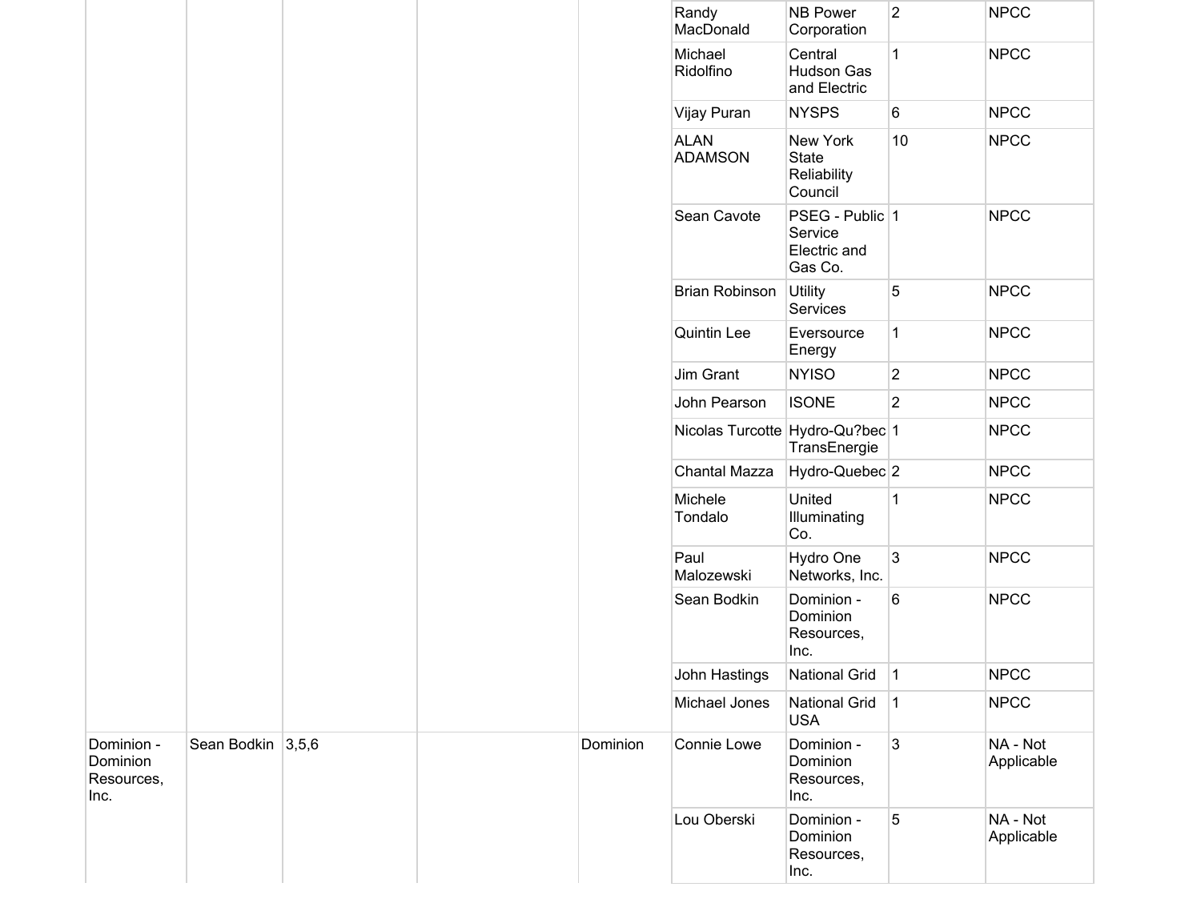| | | | | | | | | |
|---|---|---|---|---|---|---|---|---|
| | | | | | Randy MacDonald | NB Power Corporation | 2 | NPCC |
| | | | | | Michael Ridolfino | Central Hudson Gas and Electric | 1 | NPCC |
| | | | | | Vijay Puran | NYSPS | 6 | NPCC |
| | | | | | ALAN ADAMSON | New York State Reliability Council | 10 | NPCC |
| | | | | | Sean Cavote | PSEG - Public Service Electric and Gas Co. | 1 | NPCC |
| | | | | | Brian Robinson | Utility Services | 5 | NPCC |
| | | | | | Quintin Lee | Eversource Energy | 1 | NPCC |
| | | | | | Jim Grant | NYISO | 2 | NPCC |
| | | | | | John Pearson | ISONE | 2 | NPCC |
| | | | | | Nicolas Turcotte | Hydro-Qu?bec TransEnergie | 1 | NPCC |
| | | | | | Chantal Mazza | Hydro-Quebec | 2 | NPCC |
| | | | | | Michele Tondalo | United Illuminating Co. | 1 | NPCC |
| | | | | | Paul Malozewski | Hydro One Networks, Inc. | 3 | NPCC |
| | | | | | Sean Bodkin | Dominion - Dominion Resources, Inc. | 6 | NPCC |
| | | | | | John Hastings | National Grid | 1 | NPCC |
| | | | | | Michael Jones | National Grid USA | 1 | NPCC |
| Dominion - Dominion Resources, Inc. | Sean Bodkin | 3,5,6 | | Dominion | Connie Lowe | Dominion - Dominion Resources, Inc. | 3 | NA - Not Applicable |
| | | | | | Lou Oberski | Dominion - Dominion Resources, Inc. | 5 | NA - Not Applicable |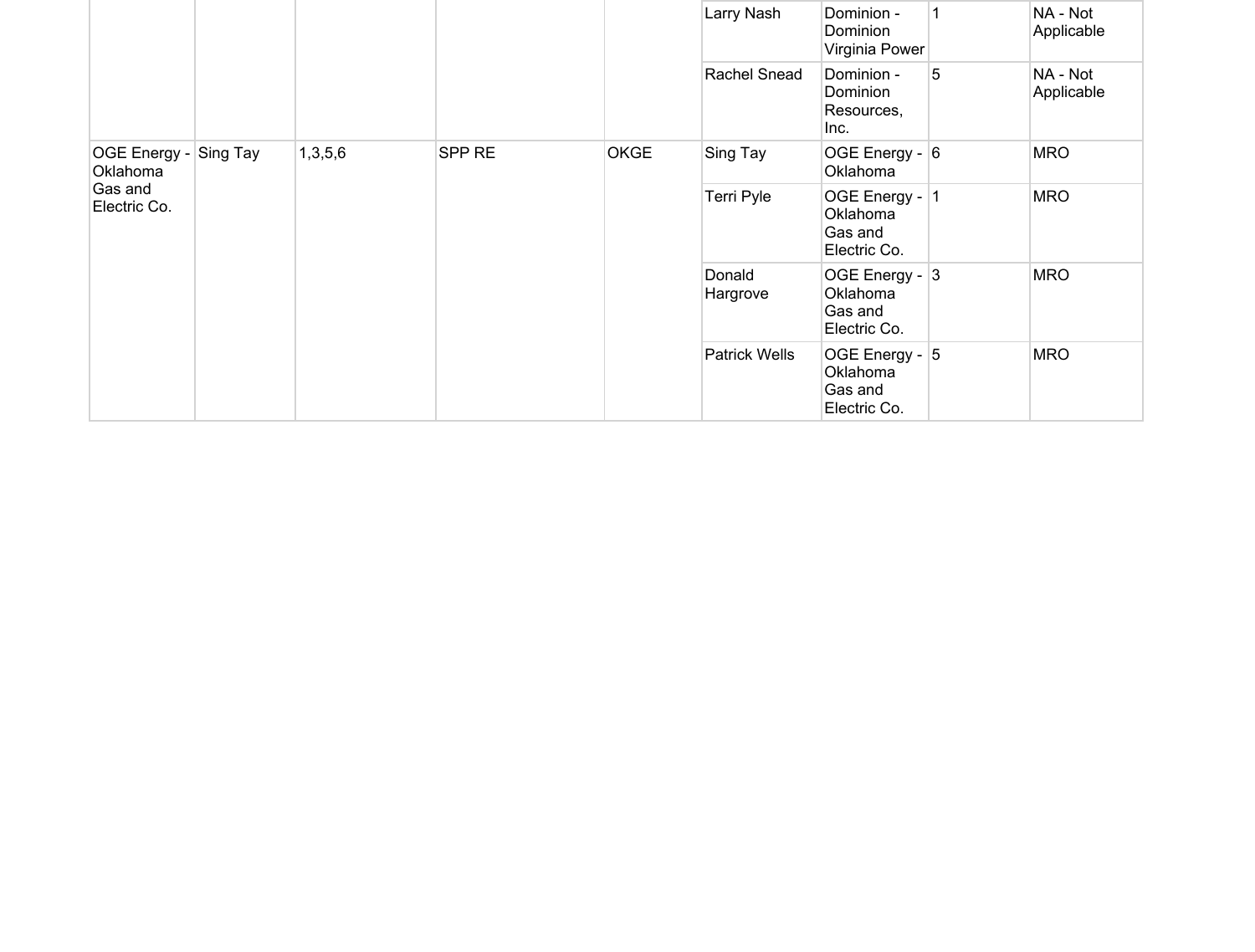| | | | | | | | | |
|---|---|---|---|---|---|---|---|---|
| | | | | | Larry Nash | Dominion - Dominion Virginia Power | 1 | NA - Not Applicable |
| | | | | | Rachel Snead | Dominion - Dominion Resources, Inc. | 5 | NA - Not Applicable |
| OGE Energy - Oklahoma Gas and Electric Co. | Sing Tay | 1,3,5,6 | SPP RE | OKGE | Sing Tay | OGE Energy - Oklahoma | 6 | MRO |
| | | | | | Terri Pyle | OGE Energy - Oklahoma Gas and Electric Co. | 1 | MRO |
| | | | | | Donald Hargrove | OGE Energy - Oklahoma Gas and Electric Co. | 3 | MRO |
| | | | | | Patrick Wells | OGE Energy - Oklahoma Gas and Electric Co. | 5 | MRO |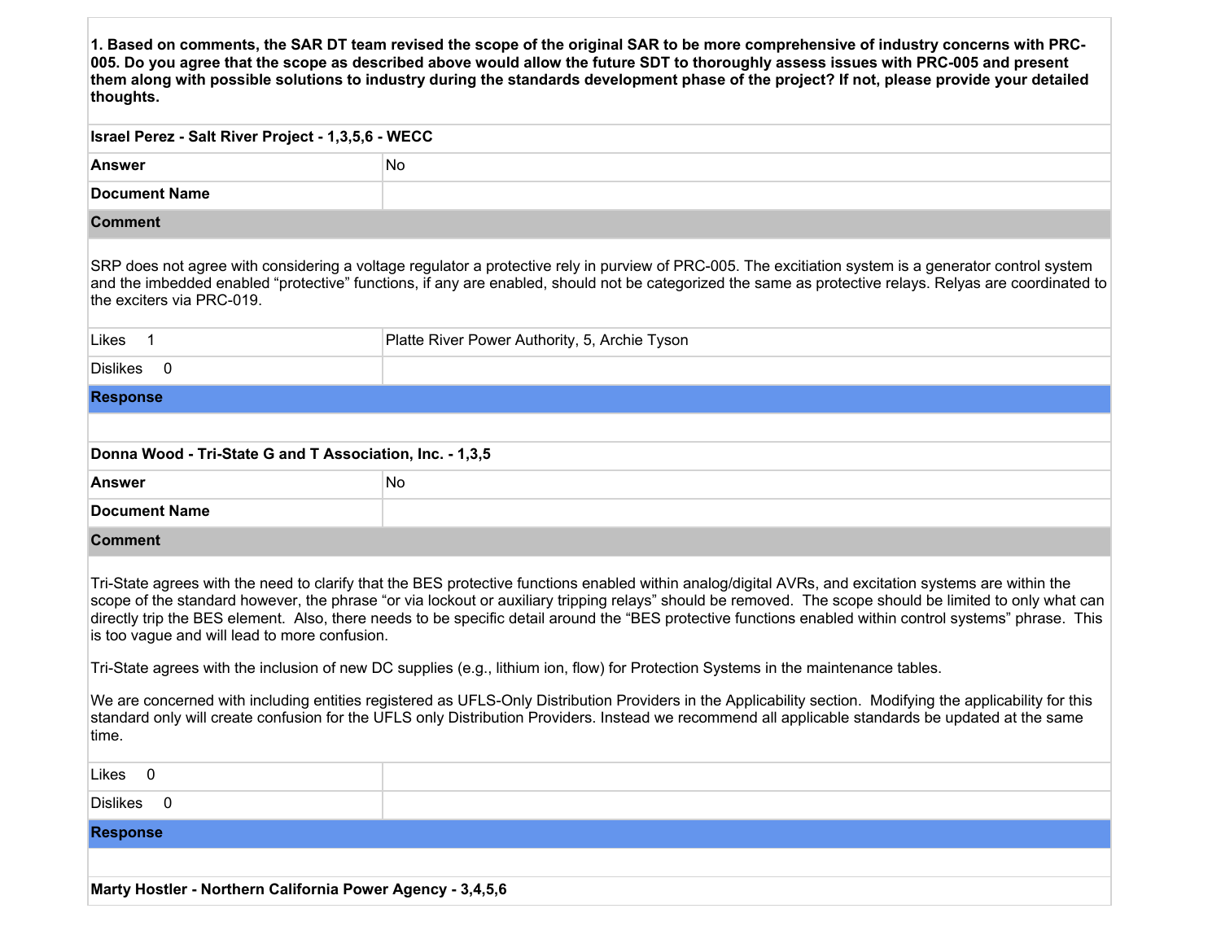**1. Based on comments, the SAR DT team revised the scope of the original SAR to be more comprehensive of industry concerns with PRC-005. Do you agree that the scope as described above would allow the future SDT to thoroughly assess issues with PRC-005 and present them along with possible solutions to industry during the standards development phase of the project? If not, please provide your detailed thoughts.**

**Israel Perez - Salt River Project - 1,3,5,6 - WECC**

| | |
|---|---|
| **Answer** | No |
| **Document Name** | |

**Comment**

SRP does not agree with considering a voltage regulator a protective rely in purview of PRC-005. The excitiation system is a generator control system and the imbedded enabled "protective" functions, if any are enabled, should not be categorized the same as protective relays. Relyas are coordinated to the exciters via PRC-019.

| | |
|---|---|
| Likes 1 | Platte River Power Authority, 5, Archie Tyson |
| Dislikes 0 | |

**Response**

**Donna Wood - Tri-State G and T Association, Inc. - 1,3,5**

| | |
|---|---|
| **Answer** | No |
| **Document Name** | |

**Comment**

Tri-State agrees with the need to clarify that the BES protective functions enabled within analog/digital AVRs, and excitation systems are within the scope of the standard however, the phrase "or via lockout or auxiliary tripping relays" should be removed. The scope should be limited to only what can directly trip the BES element. Also, there needs to be specific detail around the "BES protective functions enabled within control systems" phrase. This is too vague and will lead to more confusion.

Tri-State agrees with the inclusion of new DC supplies (e.g., lithium ion, flow) for Protection Systems in the maintenance tables.

We are concerned with including entities registered as UFLS-Only Distribution Providers in the Applicability section. Modifying the applicability for this standard only will create confusion for the UFLS only Distribution Providers. Instead we recommend all applicable standards be updated at the same time.

| | |
|---|---|
| Likes 0 | |
| Dislikes 0 | |

**Response**

**Marty Hostler - Northern California Power Agency - 3,4,5,6**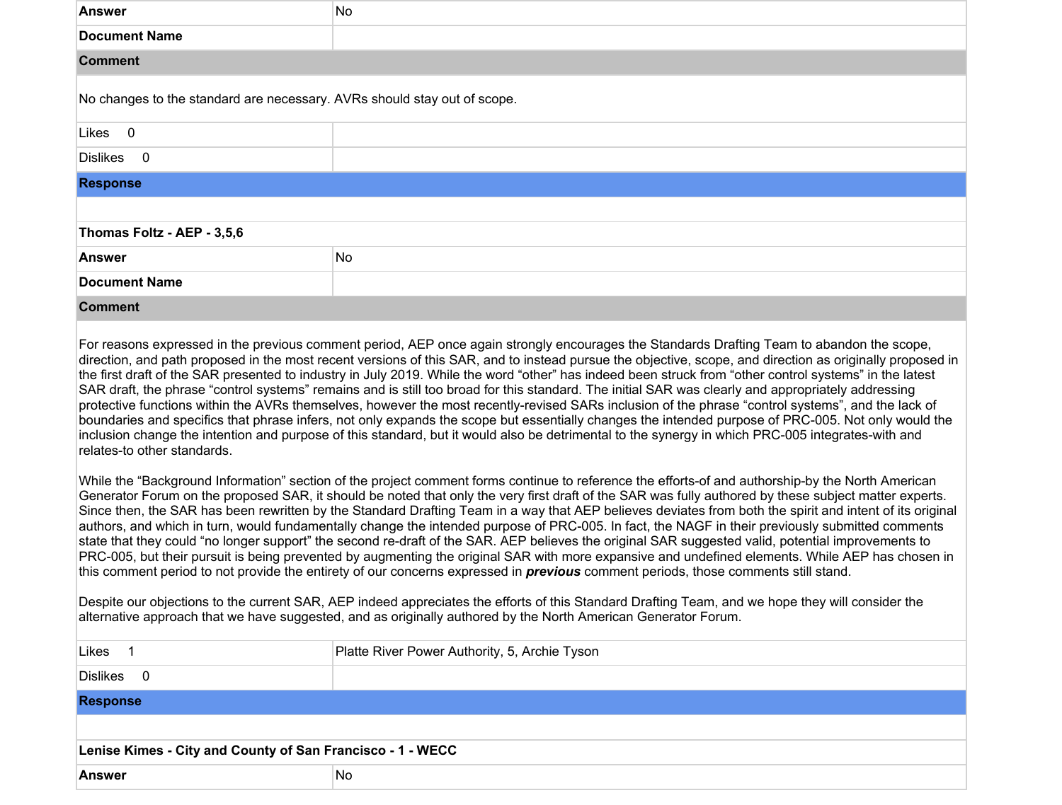| | |
|---|---|
| **Answer** | No |
| **Document Name** | |
| **Comment** | |

No changes to the standard are necessary. AVRs should stay out of scope.

| | |
|---|---|
| Likes 0 | |
| Dislikes 0 | |

**Response**

**Thomas Foltz - AEP - 3,5,6**

| | |
|---|---|
| **Answer** | No |
| **Document Name** | |
| **Comment** | |

For reasons expressed in the previous comment period, AEP once again strongly encourages the Standards Drafting Team to abandon the scope, direction, and path proposed in the most recent versions of this SAR, and to instead pursue the objective, scope, and direction as originally proposed in the first draft of the SAR presented to industry in July 2019. While the word “other” has indeed been struck from “other control systems” in the latest SAR draft, the phrase “control systems” remains and is still too broad for this standard. The initial SAR was clearly and appropriately addressing protective functions within the AVRs themselves, however the most recently-revised SARs inclusion of the phrase “control systems”, and the lack of boundaries and specifics that phrase infers, not only expands the scope but essentially changes the intended purpose of PRC-005. Not only would the inclusion change the intention and purpose of this standard, but it would also be detrimental to the synergy in which PRC-005 integrates-with and relates-to other standards.

While the “Background Information” section of the project comment forms continue to reference the efforts-of and authorship-by the North American Generator Forum on the proposed SAR, it should be noted that only the very first draft of the SAR was fully authored by these subject matter experts. Since then, the SAR has been rewritten by the Standard Drafting Team in a way that AEP believes deviates from both the spirit and intent of its original authors, and which in turn, would fundamentally change the intended purpose of PRC-005. In fact, the NAGF in their previously submitted comments state that they could “no longer support” the second re-draft of the SAR. AEP believes the original SAR suggested valid, potential improvements to PRC-005, but their pursuit is being prevented by augmenting the original SAR with more expansive and undefined elements. While AEP has chosen in this comment period to not provide the entirety of our concerns expressed in ***previous*** comment periods, those comments still stand.

Despite our objections to the current SAR, AEP indeed appreciates the efforts of this Standard Drafting Team, and we hope they will consider the alternative approach that we have suggested, and as originally authored by the North American Generator Forum.

| | |
|---|---|
| Likes 1 | Platte River Power Authority, 5, Archie Tyson |
| Dislikes 0 | |

**Response**

**Lenise Kimes - City and County of San Francisco - 1 - WECC**

| | |
|---|---|
| **Answer** | No |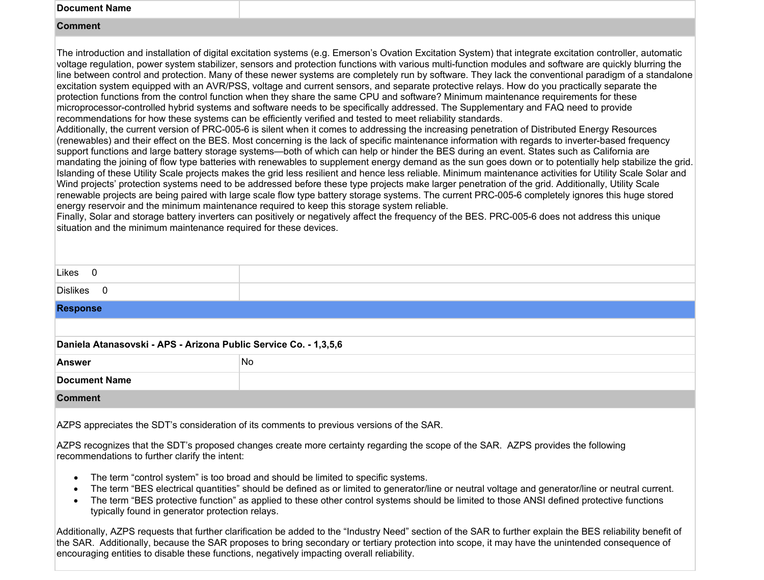| | |
|---|---|
| **Document Name** | |

**Comment**

The introduction and installation of digital excitation systems (e.g. Emerson's Ovation Excitation System) that integrate excitation controller, automatic voltage regulation, power system stabilizer, sensors and protection functions with various multi-function modules and software are quickly blurring the line between control and protection. Many of these newer systems are completely run by software. They lack the conventional paradigm of a standalone excitation system equipped with an AVR/PSS, voltage and current sensors, and separate protective relays. How do you practically separate the protection functions from the control function when they share the same CPU and software? Minimum maintenance requirements for these microprocessor-controlled hybrid systems and software needs to be specifically addressed. The Supplementary and FAQ need to provide recommendations for how these systems can be efficiently verified and tested to meet reliability standards.
Additionally, the current version of PRC-005-6 is silent when it comes to addressing the increasing penetration of Distributed Energy Resources (renewables) and their effect on the BES. Most concerning is the lack of specific maintenance information with regards to inverter-based frequency support functions and large battery storage systems—both of which can help or hinder the BES during an event. States such as California are mandating the joining of flow type batteries with renewables to supplement energy demand as the sun goes down or to potentially help stabilize the grid. Islanding of these Utility Scale projects makes the grid less resilient and hence less reliable. Minimum maintenance activities for Utility Scale Solar and Wind projects' protection systems need to be addressed before these type projects make larger penetration of the grid. Additionally, Utility Scale renewable projects are being paired with large scale flow type battery storage systems. The current PRC-005-6 completely ignores this huge stored energy reservoir and the minimum maintenance required to keep this storage system reliable.
Finally, Solar and storage battery inverters can positively or negatively affect the frequency of the BES. PRC-005-6 does not address this unique situation and the minimum maintenance required for these devices.

| | |
|---|---|
| Likes 0 | |
| Dislikes 0 | |

**Response**

**Daniela Atanasovski - APS - Arizona Public Service Co. - 1,3,5,6**

| | |
|---|---|
| **Answer** | No |
| **Document Name** | |

**Comment**

AZPS appreciates the SDT's consideration of its comments to previous versions of the SAR.

AZPS recognizes that the SDT's proposed changes create more certainty regarding the scope of the SAR. AZPS provides the following recommendations to further clarify the intent:

- The term "control system" is too broad and should be limited to specific systems.
- The term "BES electrical quantities" should be defined as or limited to generator/line or neutral voltage and generator/line or neutral current.
- The term "BES protective function" as applied to these other control systems should be limited to those ANSI defined protective functions typically found in generator protection relays.

Additionally, AZPS requests that further clarification be added to the "Industry Need" section of the SAR to further explain the BES reliability benefit of the SAR. Additionally, because the SAR proposes to bring secondary or tertiary protection into scope, it may have the unintended consequence of encouraging entities to disable these functions, negatively impacting overall reliability.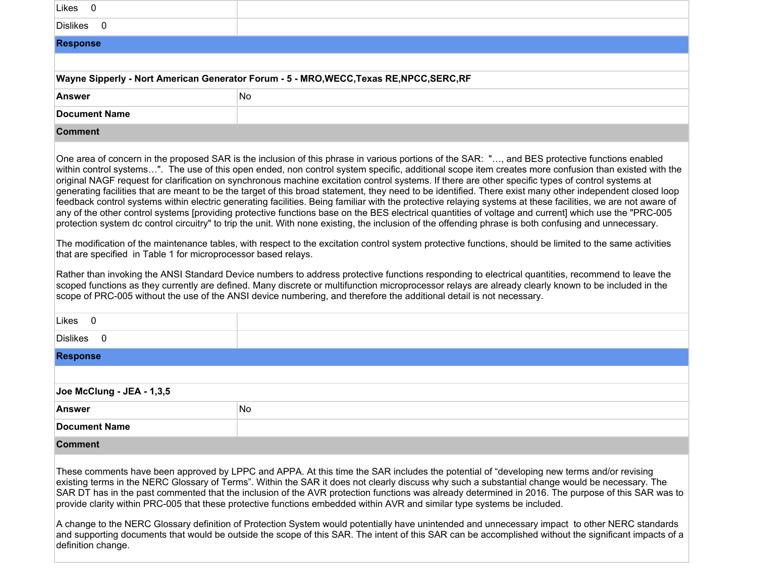| | |
|---|---|
| Likes 0 | |
| Dislikes 0 | |

**Response**

**Wayne Sipperly - Nort American Generator Forum - 5 - MRO,WECC,Texas RE,NPCC,SERC,RF**

| | |
|---|---|
| **Answer** | No |
| **Document Name** | |

**Comment**

One area of concern in the proposed SAR is the inclusion of this phrase in various portions of the SAR: "…, and BES protective functions enabled within control systems…". The use of this open ended, non control system specific, additional scope item creates more confusion than existed with the original NAGF request for clarification on synchronous machine excitation control systems. If there are other specific types of control systems at generating facilities that are meant to be the target of this broad statement, they need to be identified. There exist many other independent closed loop feedback control systems within electric generating facilities. Being familiar with the protective relaying systems at these facilities, we are not aware of any of the other control systems [providing protective functions base on the BES electrical quantities of voltage and current] which use the "PRC-005 protection system dc control circuitry" to trip the unit. With none existing, the inclusion of the offending phrase is both confusing and unnecessary.

The modification of the maintenance tables, with respect to the excitation control system protective functions, should be limited to the same activities that are specified in Table 1 for microprocessor based relays.

Rather than invoking the ANSI Standard Device numbers to address protective functions responding to electrical quantities, recommend to leave the scoped functions as they currently are defined. Many discrete or multifunction microprocessor relays are already clearly known to be included in the scope of PRC-005 without the use of the ANSI device numbering, and therefore the additional detail is not necessary.

| | |
|---|---|
| Likes 0 | |
| Dislikes 0 | |

**Response**

**Joe McClung - JEA - 1,3,5**

| | |
|---|---|
| **Answer** | No |
| **Document Name** | |

**Comment**

These comments have been approved by LPPC and APPA. At this time the SAR includes the potential of "developing new terms and/or revising existing terms in the NERC Glossary of Terms". Within the SAR it does not clearly discuss why such a substantial change would be necessary. The SAR DT has in the past commented that the inclusion of the AVR protection functions was already determined in 2016. The purpose of this SAR was to provide clarity within PRC-005 that these protective functions embedded within AVR and similar type systems be included.

A change to the NERC Glossary definition of Protection System would potentially have unintended and unnecessary impact to other NERC standards and supporting documents that would be outside the scope of this SAR. The intent of this SAR can be accomplished without the significant impacts of a definition change.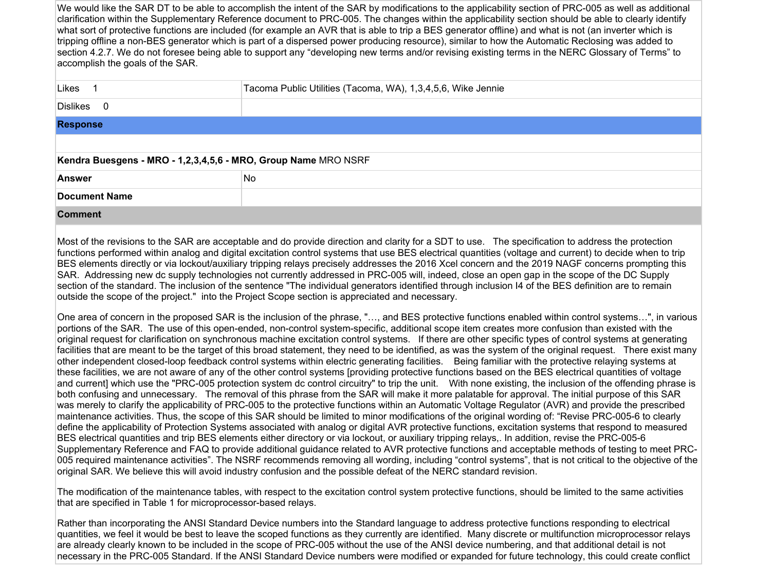We would like the SAR DT to be able to accomplish the intent of the SAR by modifications to the applicability section of PRC-005 as well as additional clarification within the Supplementary Reference document to PRC-005. The changes within the applicability section should be able to clearly identify what sort of protective functions are included (for example an AVR that is able to trip a BES generator offline) and what is not (an inverter which is tripping offline a non-BES generator which is part of a dispersed power producing resource), similar to how the Automatic Reclosing was added to section 4.2.7. We do not foresee being able to support any "developing new terms and/or revising existing terms in the NERC Glossary of Terms" to accomplish the goals of the SAR.

| | |
|---|---|
| Likes 1 | Tacoma Public Utilities (Tacoma, WA), 1,3,4,5,6, Wike Jennie |
| Dislikes 0 | |

**Response**

**Kendra Buesgens - MRO - 1,2,3,4,5,6 - MRO, Group Name** MRO NSRF

| | |
|---|---|
| **Answer** | No |
| **Document Name** | |

**Comment**

Most of the revisions to the SAR are acceptable and do provide direction and clarity for a SDT to use. The specification to address the protection functions performed within analog and digital excitation control systems that use BES electrical quantities (voltage and current) to decide when to trip BES elements directly or via lockout/auxiliary tripping relays precisely addresses the 2016 Xcel concern and the 2019 NAGF concerns prompting this SAR. Addressing new dc supply technologies not currently addressed in PRC-005 will, indeed, close an open gap in the scope of the DC Supply section of the standard. The inclusion of the sentence "The individual generators identified through inclusion I4 of the BES definition are to remain outside the scope of the project." into the Project Scope section is appreciated and necessary.

One area of concern in the proposed SAR is the inclusion of the phrase, "…, and BES protective functions enabled within control systems…", in various portions of the SAR. The use of this open-ended, non-control system-specific, additional scope item creates more confusion than existed with the original request for clarification on synchronous machine excitation control systems. If there are other specific types of control systems at generating facilities that are meant to be the target of this broad statement, they need to be identified, as was the system of the original request. There exist many other independent closed-loop feedback control systems within electric generating facilities. Being familiar with the protective relaying systems at these facilities, we are not aware of any of the other control systems [providing protective functions based on the BES electrical quantities of voltage and current] which use the "PRC-005 protection system dc control circuitry" to trip the unit. With none existing, the inclusion of the offending phrase is both confusing and unnecessary. The removal of this phrase from the SAR will make it more palatable for approval. The initial purpose of this SAR was merely to clarify the applicability of PRC-005 to the protective functions within an Automatic Voltage Regulator (AVR) and provide the prescribed maintenance activities. Thus, the scope of this SAR should be limited to minor modifications of the original wording of: "Revise PRC-005-6 to clearly define the applicability of Protection Systems associated with analog or digital AVR protective functions, excitation systems that respond to measured BES electrical quantities and trip BES elements either directory or via lockout, or auxiliary tripping relays,. In addition, revise the PRC-005-6 Supplementary Reference and FAQ to provide additional guidance related to AVR protective functions and acceptable methods of testing to meet PRC-005 required maintenance activities". The NSRF recommends removing all wording, including "control systems", that is not critical to the objective of the original SAR. We believe this will avoid industry confusion and the possible defeat of the NERC standard revision.

The modification of the maintenance tables, with respect to the excitation control system protective functions, should be limited to the same activities that are specified in Table 1 for microprocessor-based relays.

Rather than incorporating the ANSI Standard Device numbers into the Standard language to address protective functions responding to electrical quantities, we feel it would be best to leave the scoped functions as they currently are identified. Many discrete or multifunction microprocessor relays are already clearly known to be included in the scope of PRC-005 without the use of the ANSI device numbering, and that additional detail is not necessary in the PRC-005 Standard. If the ANSI Standard Device numbers were modified or expanded for future technology, this could create conflict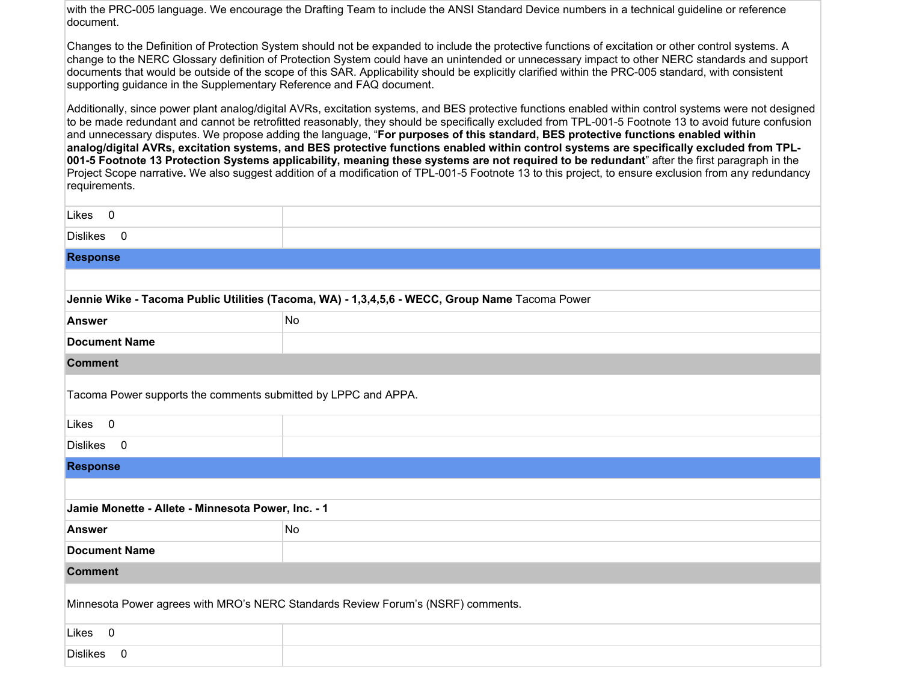with the PRC-005 language. We encourage the Drafting Team to include the ANSI Standard Device numbers in a technical guideline or reference document.

Changes to the Definition of Protection System should not be expanded to include the protective functions of excitation or other control systems. A change to the NERC Glossary definition of Protection System could have an unintended or unnecessary impact to other NERC standards and support documents that would be outside of the scope of this SAR. Applicability should be explicitly clarified within the PRC-005 standard, with consistent supporting guidance in the Supplementary Reference and FAQ document.

Additionally, since power plant analog/digital AVRs, excitation systems, and BES protective functions enabled within control systems were not designed to be made redundant and cannot be retrofitted reasonably, they should be specifically excluded from TPL-001-5 Footnote 13 to avoid future confusion and unnecessary disputes. We propose adding the language, "**For purposes of this standard, BES protective functions enabled within analog/digital AVRs, excitation systems, and BES protective functions enabled within control systems are specifically excluded from TPL-001-5 Footnote 13 Protection Systems applicability, meaning these systems are not required to be redundant**" after the first paragraph in the Project Scope narrative**.** We also suggest addition of a modification of TPL-001-5 Footnote 13 to this project, to ensure exclusion from any redundancy requirements.

| | |
|---|---|
| Likes 0 | |
| Dislikes 0 | |

**Response**

**Jennie Wike - Tacoma Public Utilities (Tacoma, WA) - 1,3,4,5,6 - WECC, Group Name** Tacoma Power

| | |
|---|---|
| **Answer** | No |
| **Document Name** | |

**Comment**

Tacoma Power supports the comments submitted by LPPC and APPA.

| | |
|---|---|
| Likes 0 | |
| Dislikes 0 | |

**Response**

**Jamie Monette - Allete - Minnesota Power, Inc. - 1**

| | |
|---|---|
| **Answer** | No |
| **Document Name** | |

**Comment**

Minnesota Power agrees with MRO's NERC Standards Review Forum's (NSRF) comments.

| | |
|---|---|
| Likes 0 | |
| Dislikes 0 | |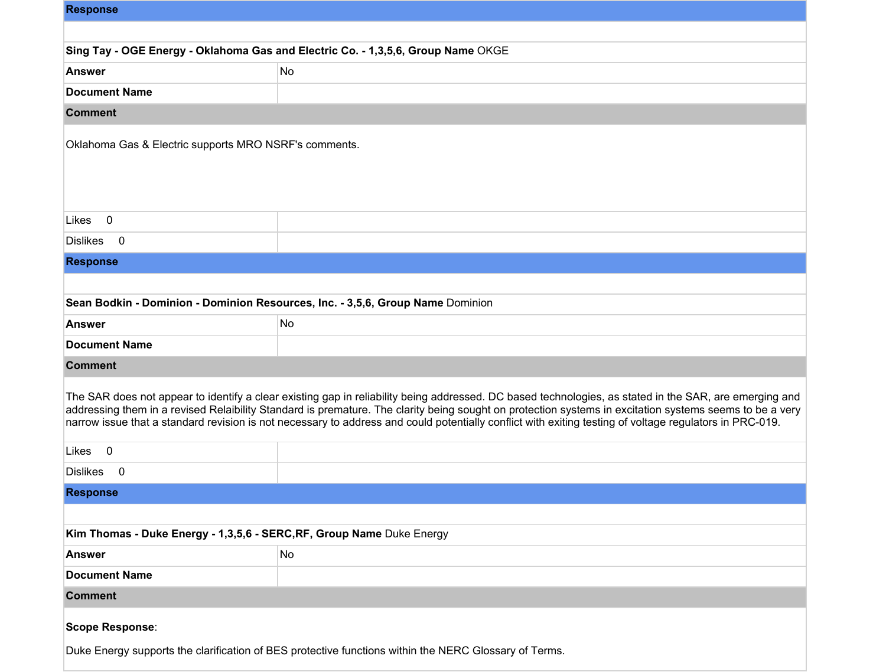**Response**

**Sing Tay - OGE Energy - Oklahoma Gas and Electric Co. - 1,3,5,6, Group Name** OKGE

| | |
|---|---|
| **Answer** | No |
| **Document Name** | |

**Comment**

Oklahoma Gas & Electric supports MRO NSRF's comments.

| | |
|---|---|
| Likes 0 | |
| Dislikes 0 | |

**Response**

**Sean Bodkin - Dominion - Dominion Resources, Inc. - 3,5,6, Group Name** Dominion

| | |
|---|---|
| **Answer** | No |
| **Document Name** | |

**Comment**

The SAR does not appear to identify a clear existing gap in reliability being addressed. DC based technologies, as stated in the SAR, are emerging and addressing them in a revised Relaibility Standard is premature. The clarity being sought on protection systems in excitation systems seems to be a very narrow issue that a standard revision is not necessary to address and could potentially conflict with exiting testing of voltage regulators in PRC-019.

| | |
|---|---|
| Likes 0 | |
| Dislikes 0 | |

**Response**

**Kim Thomas - Duke Energy - 1,3,5,6 - SERC,RF, Group Name** Duke Energy

| | |
|---|---|
| **Answer** | No |
| **Document Name** | |

**Comment**

**Scope Response**:

Duke Energy supports the clarification of BES protective functions within the NERC Glossary of Terms.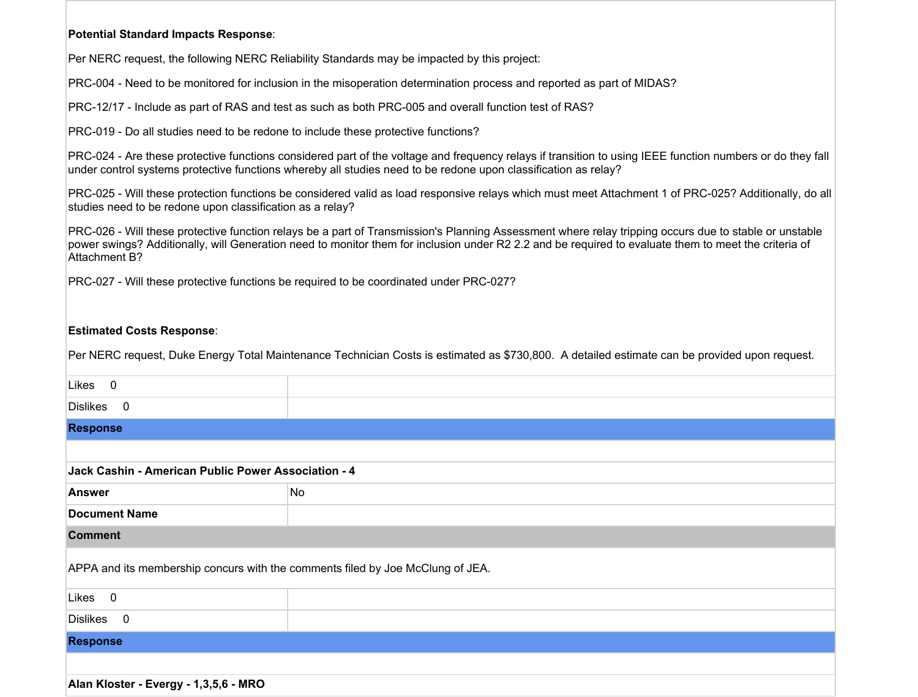**Potential Standard Impacts Response**:

Per NERC request, the following NERC Reliability Standards may be impacted by this project:

PRC-004 - Need to be monitored for inclusion in the misoperation determination process and reported as part of MIDAS?

PRC-12/17 - Include as part of RAS and test as such as both PRC-005 and overall function test of RAS?

PRC-019 - Do all studies need to be redone to include these protective functions?

PRC-024 - Are these protective functions considered part of the voltage and frequency relays if transition to using IEEE function numbers or do they fall under control systems protective functions whereby all studies need to be redone upon classification as relay?

PRC-025 - Will these protection functions be considered valid as load responsive relays which must meet Attachment 1 of PRC-025? Additionally, do all studies need to be redone upon classification as a relay?

PRC-026 - Will these protective function relays be a part of Transmission's Planning Assessment where relay tripping occurs due to stable or unstable power swings? Additionally, will Generation need to monitor them for inclusion under R2 2.2 and be required to evaluate them to meet the criteria of Attachment B?

PRC-027 - Will these protective functions be required to be coordinated under PRC-027?

**Estimated Costs Response**:

Per NERC request, Duke Energy Total Maintenance Technician Costs is estimated as $730,800. A detailed estimate can be provided upon request.

| | |
|---|---|
| Likes 0 | |
| Dislikes 0 | |

**Response**

**Jack Cashin - American Public Power Association - 4**

| | |
|---|---|
| **Answer** | No |
| **Document Name** | |

**Comment**

APPA and its membership concurs with the comments filed by Joe McClung of JEA.

| | |
|---|---|
| Likes 0 | |
| Dislikes 0 | |

**Response**

**Alan Kloster - Evergy - 1,3,5,6 - MRO**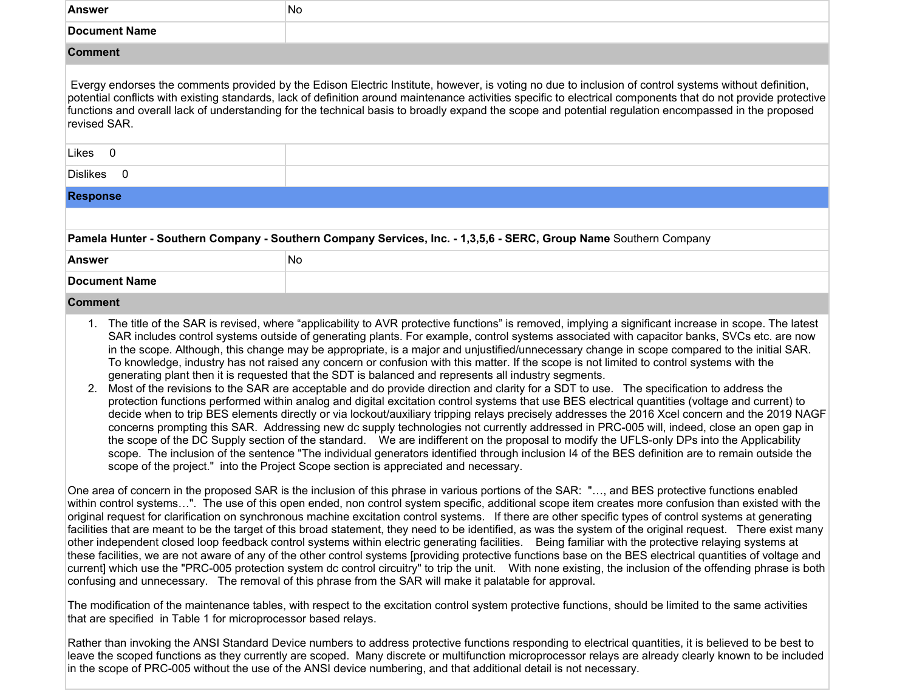| | |
|---|---|
| **Answer** | No |
| **Document Name** | |

**Comment**

Evergy endorses the comments provided by the Edison Electric Institute, however, is voting no due to inclusion of control systems without definition, potential conflicts with existing standards, lack of definition around maintenance activities specific to electrical components that do not provide protective functions and overall lack of understanding for the technical basis to broadly expand the scope and potential regulation encompassed in the proposed revised SAR.

| | |
|---|---|
| Likes 0 | |
| Dislikes 0 | |

**Response**

**Pamela Hunter - Southern Company - Southern Company Services, Inc. - 1,3,5,6 - SERC, Group Name** Southern Company

| | |
|---|---|
| **Answer** | No |
| **Document Name** | |

**Comment**

1. The title of the SAR is revised, where "applicability to AVR protective functions" is removed, implying a significant increase in scope. The latest SAR includes control systems outside of generating plants. For example, control systems associated with capacitor banks, SVCs etc. are now in the scope. Although, this change may be appropriate, is a major and unjustified/unnecessary change in scope compared to the initial SAR. To knowledge, industry has not raised any concern or confusion with this matter. If the scope is not limited to control systems with the generating plant then it is requested that the SDT is balanced and represents all industry segments.
2. Most of the revisions to the SAR are acceptable and do provide direction and clarity for a SDT to use. The specification to address the protection functions performed within analog and digital excitation control systems that use BES electrical quantities (voltage and current) to decide when to trip BES elements directly or via lockout/auxiliary tripping relays precisely addresses the 2016 Xcel concern and the 2019 NAGF concerns prompting this SAR. Addressing new dc supply technologies not currently addressed in PRC-005 will, indeed, close an open gap in the scope of the DC Supply section of the standard. We are indifferent on the proposal to modify the UFLS-only DPs into the Applicability scope. The inclusion of the sentence "The individual generators identified through inclusion I4 of the BES definition are to remain outside the scope of the project." into the Project Scope section is appreciated and necessary.

One area of concern in the proposed SAR is the inclusion of this phrase in various portions of the SAR: "…, and BES protective functions enabled within control systems…". The use of this open ended, non control system specific, additional scope item creates more confusion than existed with the original request for clarification on synchronous machine excitation control systems. If there are other specific types of control systems at generating facilities that are meant to be the target of this broad statement, they need to be identified, as was the system of the original request. There exist many other independent closed loop feedback control systems within electric generating facilities. Being familiar with the protective relaying systems at these facilities, we are not aware of any of the other control systems [providing protective functions base on the BES electrical quantities of voltage and current] which use the "PRC-005 protection system dc control circuitry" to trip the unit. With none existing, the inclusion of the offending phrase is both confusing and unnecessary. The removal of this phrase from the SAR will make it palatable for approval.

The modification of the maintenance tables, with respect to the excitation control system protective functions, should be limited to the same activities that are specified in Table 1 for microprocessor based relays.

Rather than invoking the ANSI Standard Device numbers to address protective functions responding to electrical quantities, it is believed to be best to leave the scoped functions as they currently are scoped. Many discrete or multifunction microprocessor relays are already clearly known to be included in the scope of PRC-005 without the use of the ANSI device numbering, and that additional detail is not necessary.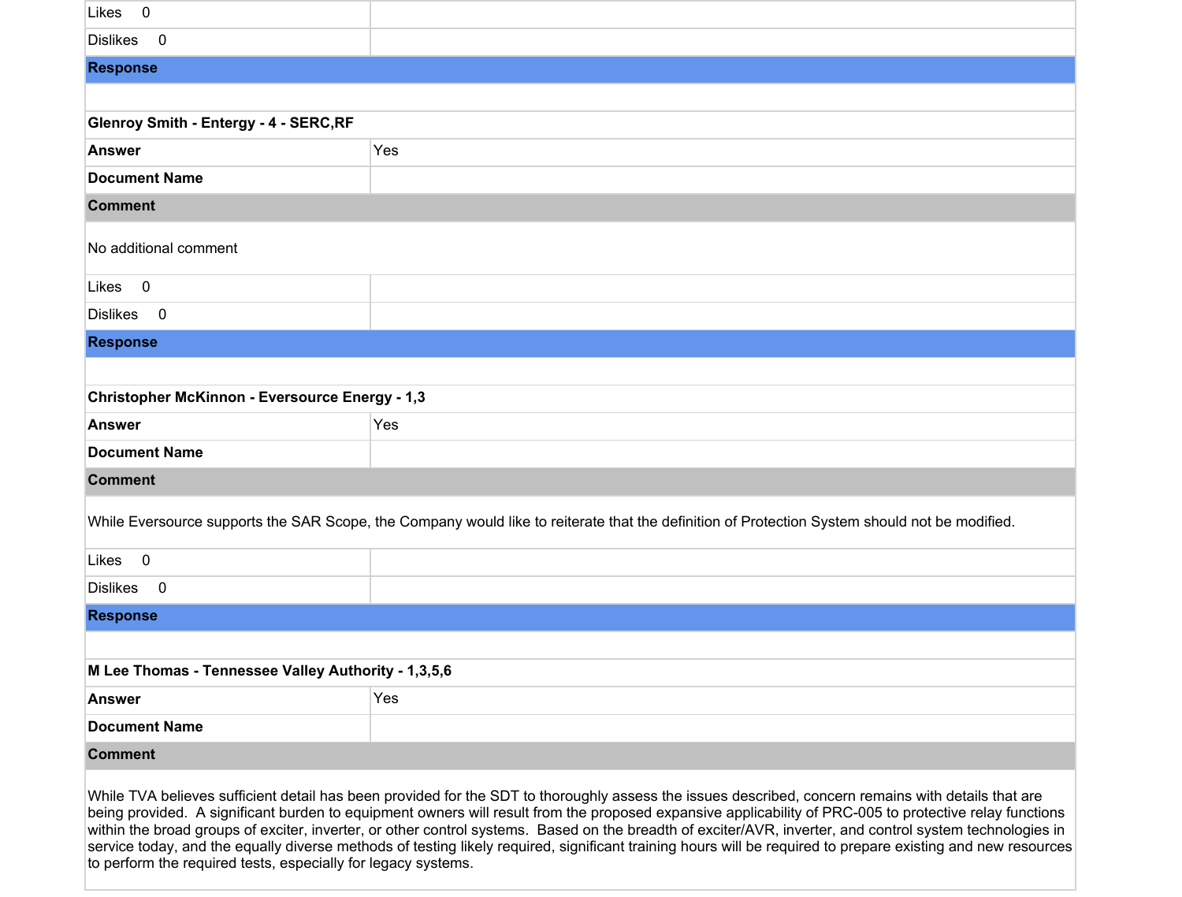Likes 0

Dislikes 0

**Response**

**Glenroy Smith - Entergy - 4 - SERC,RF**

| | |
|---|---|
| **Answer** | Yes |
| **Document Name** | |

**Comment**

No additional comment

Likes 0

Dislikes 0

**Response**

**Christopher McKinnon - Eversource Energy - 1,3**

| | |
|---|---|
| **Answer** | Yes |
| **Document Name** | |

**Comment**

While Eversource supports the SAR Scope, the Company would like to reiterate that the definition of Protection System should not be modified.

Likes 0

Dislikes 0

**Response**

**M Lee Thomas - Tennessee Valley Authority - 1,3,5,6**

| | |
|---|---|
| **Answer** | Yes |
| **Document Name** | |

**Comment**

While TVA believes sufficient detail has been provided for the SDT to thoroughly assess the issues described, concern remains with details that are being provided. A significant burden to equipment owners will result from the proposed expansive applicability of PRC-005 to protective relay functions within the broad groups of exciter, inverter, or other control systems. Based on the breadth of exciter/AVR, inverter, and control system technologies in service today, and the equally diverse methods of testing likely required, significant training hours will be required to prepare existing and new resources to perform the required tests, especially for legacy systems.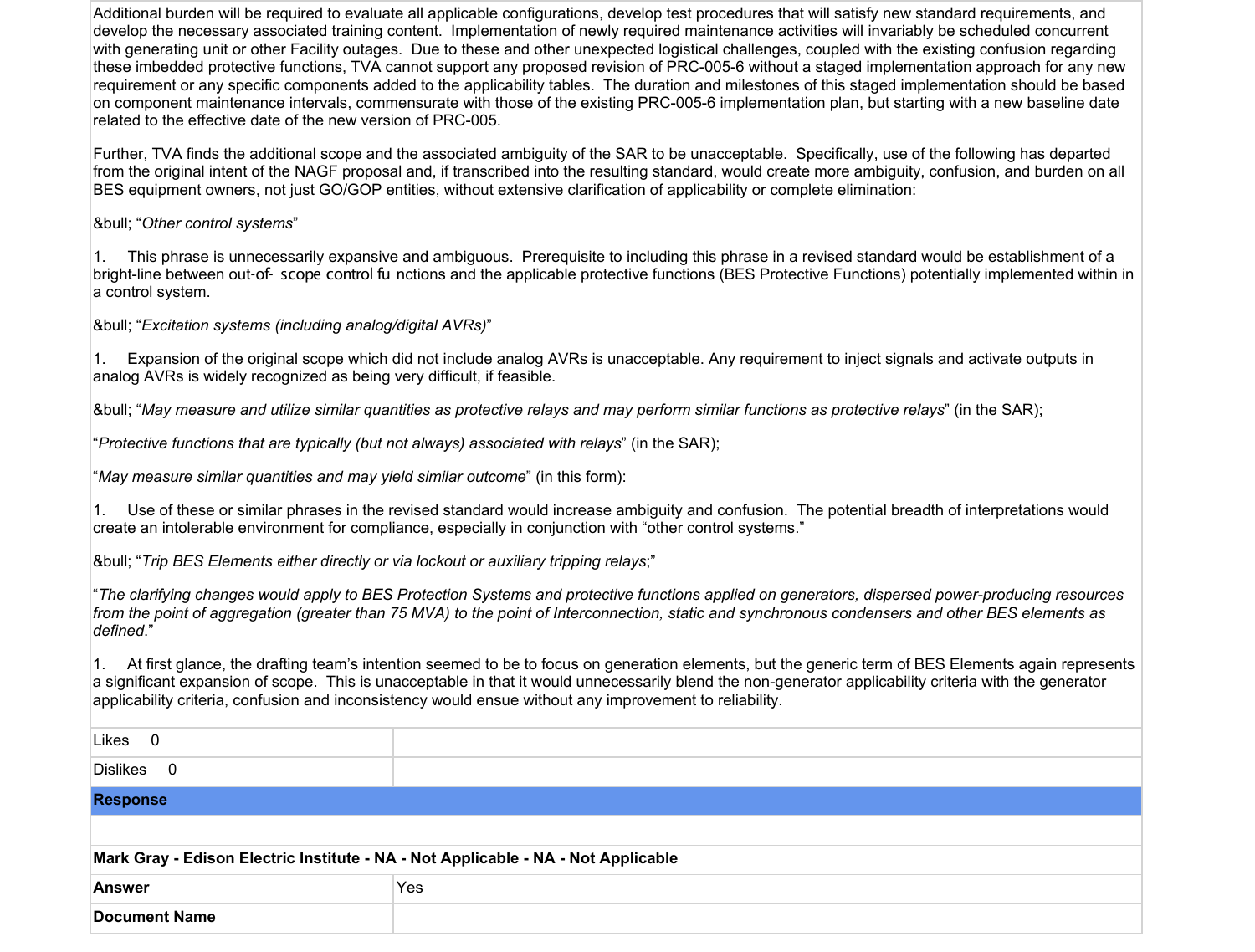Additional burden will be required to evaluate all applicable configurations, develop test procedures that will satisfy new standard requirements, and develop the necessary associated training content. Implementation of newly required maintenance activities will invariably be scheduled concurrent with generating unit or other Facility outages. Due to these and other unexpected logistical challenges, coupled with the existing confusion regarding these imbedded protective functions, TVA cannot support any proposed revision of PRC-005-6 without a staged implementation approach for any new requirement or any specific components added to the applicability tables. The duration and milestones of this staged implementation should be based on component maintenance intervals, commensurate with those of the existing PRC-005-6 implementation plan, but starting with a new baseline date related to the effective date of the new version of PRC-005.

Further, TVA finds the additional scope and the associated ambiguity of the SAR to be unacceptable. Specifically, use of the following has departed from the original intent of the NAGF proposal and, if transcribed into the resulting standard, would create more ambiguity, confusion, and burden on all BES equipment owners, not just GO/GOP entities, without extensive clarification of applicability or complete elimination:

&bull; "*Other control systems*"

1. This phrase is unnecessarily expansive and ambiguous. Prerequisite to including this phrase in a revised standard would be establishment of a bright-line between out-of- scope control fu nctions and the applicable protective functions (BES Protective Functions) potentially implemented within in a control system.

&bull; "*Excitation systems (including analog/digital AVRs)*"

1. Expansion of the original scope which did not include analog AVRs is unacceptable. Any requirement to inject signals and activate outputs in analog AVRs is widely recognized as being very difficult, if feasible.

&bull; "*May measure and utilize similar quantities as protective relays and may perform similar functions as protective relays*" (in the SAR);

"*Protective functions that are typically (but not always) associated with relays*" (in the SAR);

"*May measure similar quantities and may yield similar outcome*" (in this form):

1. Use of these or similar phrases in the revised standard would increase ambiguity and confusion. The potential breadth of interpretations would create an intolerable environment for compliance, especially in conjunction with "other control systems."

&bull; "*Trip BES Elements either directly or via lockout or auxiliary tripping relays*;"

"*The clarifying changes would apply to BES Protection Systems and protective functions applied on generators, dispersed power-producing resources from the point of aggregation (greater than 75 MVA) to the point of Interconnection, static and synchronous condensers and other BES elements as defined.*"

1. At first glance, the drafting team's intention seemed to be to focus on generation elements, but the generic term of BES Elements again represents a significant expansion of scope. This is unacceptable in that it would unnecessarily blend the non-generator applicability criteria with the generator applicability criteria, confusion and inconsistency would ensue without any improvement to reliability.

| Likes 0 | |
|---|---|
| Dislikes 0 | |

**Response**

**Mark Gray - Edison Electric Institute - NA - Not Applicable - NA - Not Applicable**

| Answer | Yes |
|---|---|
| Document Name | |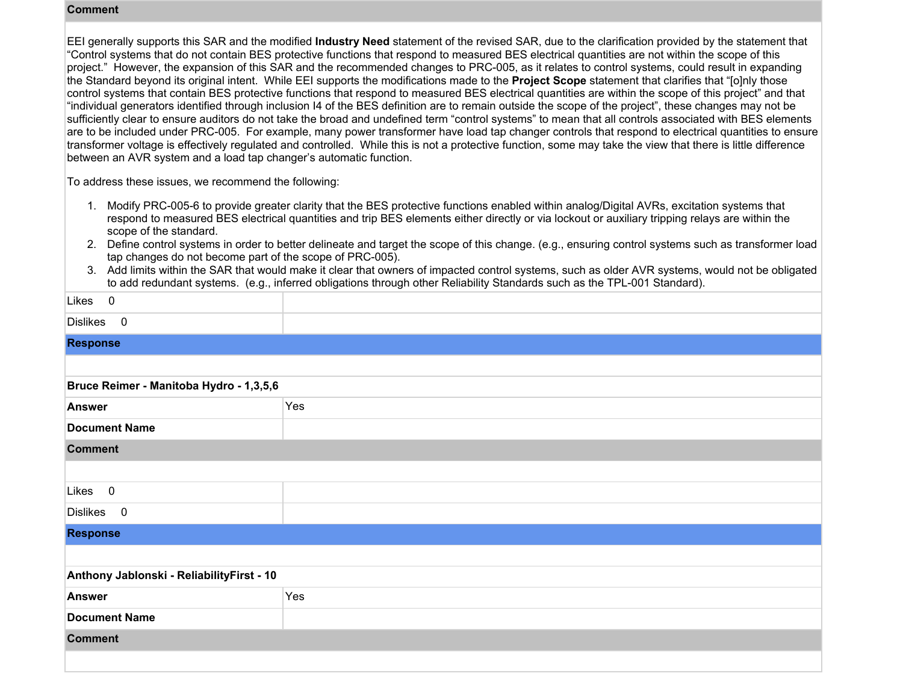| Comment | |
|---|---|
| EEI generally supports this SAR and the modified **Industry Need** statement of the revised SAR, due to the clarification provided by the statement that "Control systems that do not contain BES protective functions that respond to measured BES electrical quantities are not within the scope of this project." However, the expansion of this SAR and the recommended changes to PRC-005, as it relates to control systems, could result in expanding the Standard beyond its original intent. While EEI supports the modifications made to the **Project Scope** statement that clarifies that "[o]nly those control systems that contain BES protective functions that respond to measured BES electrical quantities are within the scope of this project" and that "individual generators identified through inclusion I4 of the BES definition are to remain outside the scope of the project", these changes may not be sufficiently clear to ensure auditors do not take the broad and undefined term "control systems" to mean that all controls associated with BES elements are to be included under PRC-005. For example, many power transformer have load tap changer controls that respond to electrical quantities to ensure transformer voltage is effectively regulated and controlled. While this is not a protective function, some may take the view that there is little difference between an AVR system and a load tap changer's automatic function.<br><br>To address these issues, we recommend the following:<br><br>1. Modify PRC-005-6 to provide greater clarity that the BES protective functions enabled within analog/Digital AVRs, excitation systems that respond to measured BES electrical quantities and trip BES elements either directly or via lockout or auxiliary tripping relays are within the scope of the standard.<br>2. Define control systems in order to better delineate and target the scope of this change. (e.g., ensuring control systems such as transformer load tap changes do not become part of the scope of PRC-005).<br>3. Add limits within the SAR that would make it clear that owners of impacted control systems, such as older AVR systems, would not be obligated to add redundant systems. (e.g., inferred obligations through other Reliability Standards such as the TPL-001 Standard). | |
| Likes 0 | |
| Dislikes 0 | |
| **Response** | |
| | |

| **Bruce Reimer - Manitoba Hydro - 1,3,5,6** | |
|---|---|
| **Answer** | Yes |
| **Document Name** | |
| **Comment** | |
| | |
| Likes 0 | |
| Dislikes 0 | |
| **Response** | |
| | |

| **Anthony Jablonski - ReliabilityFirst - 10** | |
|---|---|
| **Answer** | Yes |
| **Document Name** | |
| **Comment** | |
| | |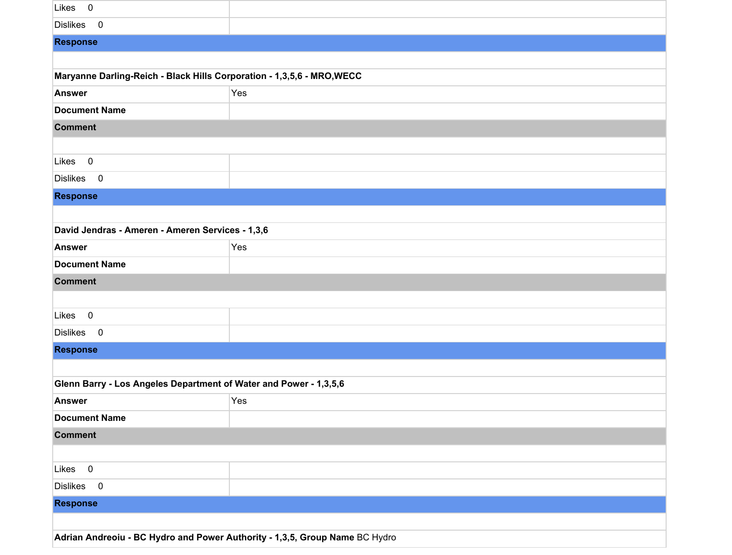| | |
|---|---|
| Likes 0 | |
| Dislikes 0 | |
| **Response** | |
| | |
| **Maryanne Darling-Reich - Black Hills Corporation - 1,3,5,6 - MRO,WECC** | |
| **Answer** | Yes |
| **Document Name** | |
| **Comment** | |
| | |
| Likes 0 | |
| Dislikes 0 | |
| **Response** | |
| | |
| **David Jendras - Ameren - Ameren Services - 1,3,6** | |
| **Answer** | Yes |
| **Document Name** | |
| **Comment** | |
| | |
| Likes 0 | |
| Dislikes 0 | |
| **Response** | |
| | |
| **Glenn Barry - Los Angeles Department of Water and Power - 1,3,5,6** | |
| **Answer** | Yes |
| **Document Name** | |
| **Comment** | |
| | |
| Likes 0 | |
| Dislikes 0 | |
| **Response** | |
| | |
| **Adrian Andreoiu - BC Hydro and Power Authority - 1,3,5, Group Name** BC Hydro | |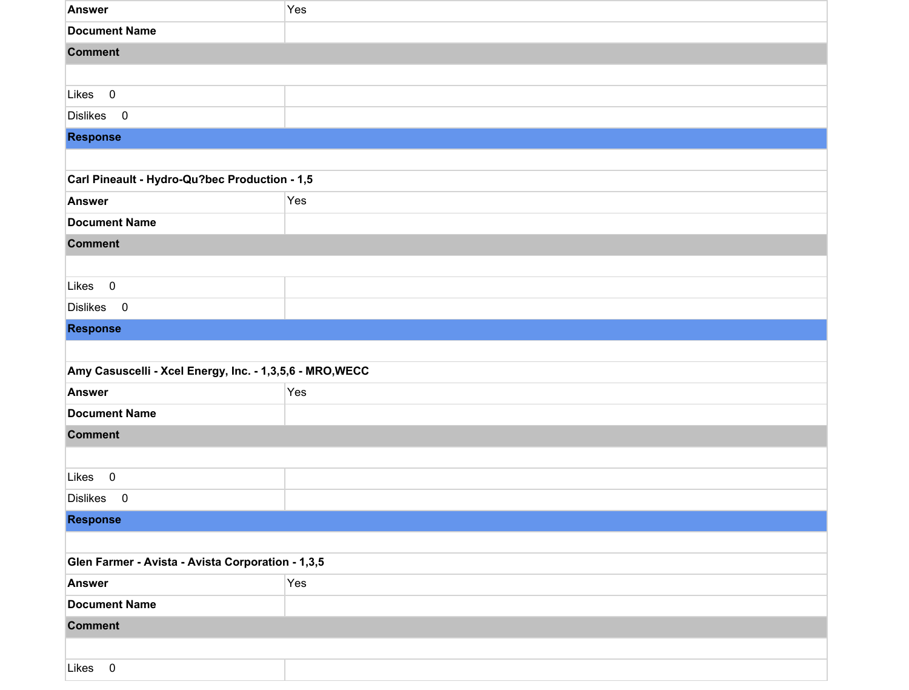| | |
|---|---|
| **Answer** | Yes |
| **Document Name** | |
| **Comment** | |
| | |
| Likes 0 | |
| Dislikes 0 | |
| **Response** | |
| | |
| **Carl Pineault - Hydro-Qu?bec Production - 1,5** | |
| **Answer** | Yes |
| **Document Name** | |
| **Comment** | |
| | |
| Likes 0 | |
| Dislikes 0 | |
| **Response** | |
| | |
| **Amy Casuscelli - Xcel Energy, Inc. - 1,3,5,6 - MRO,WECC** | |
| **Answer** | Yes |
| **Document Name** | |
| **Comment** | |
| | |
| Likes 0 | |
| Dislikes 0 | |
| **Response** | |
| | |
| **Glen Farmer - Avista - Avista Corporation - 1,3,5** | |
| **Answer** | Yes |
| **Document Name** | |
| **Comment** | |
| | |
| Likes 0 | |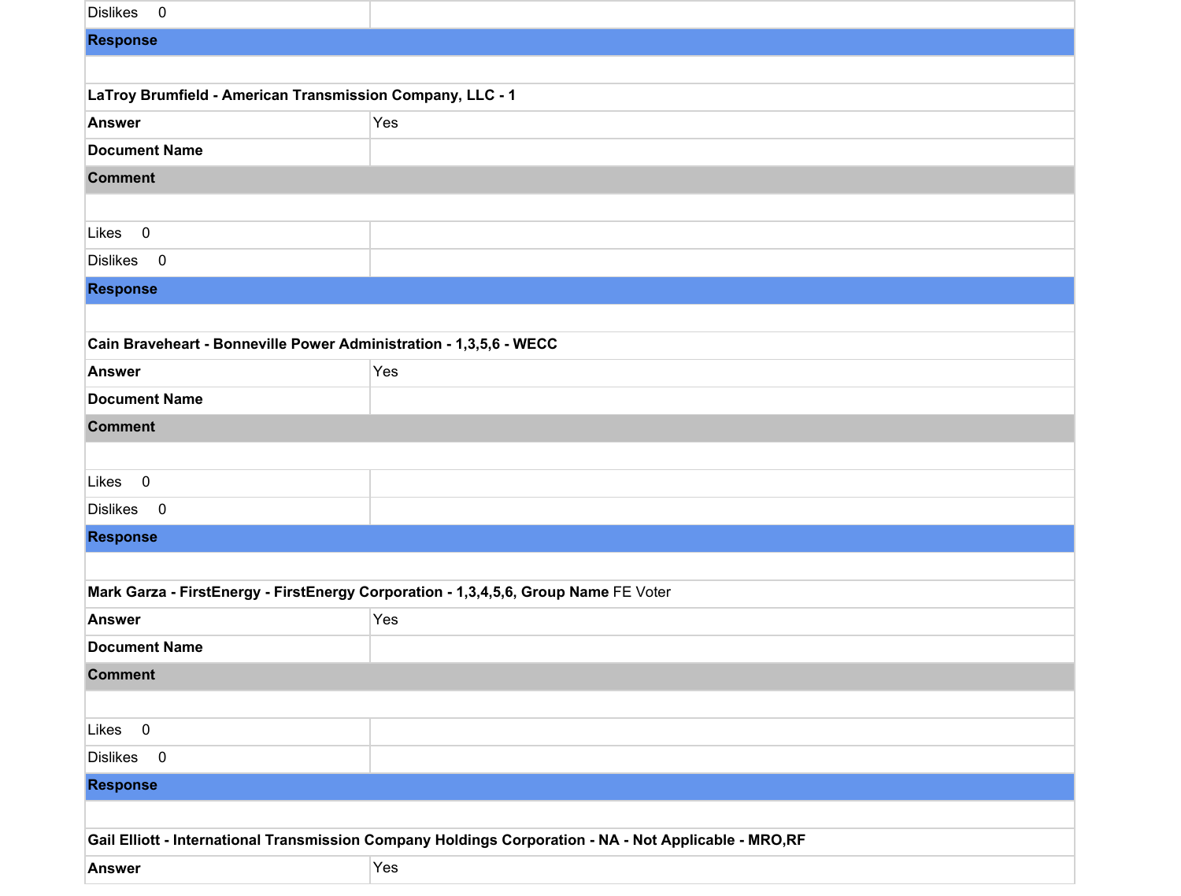| | |
|---|---|
| Dislikes 0 | |
| **Response** | |
| | |
| **LaTroy Brumfield - American Transmission Company, LLC - 1** | |
| **Answer** | Yes |
| **Document Name** | |
| **Comment** | |
| | |
| Likes 0 | |
| Dislikes 0 | |
| **Response** | |
| | |
| **Cain Braveheart - Bonneville Power Administration - 1,3,5,6 - WECC** | |
| **Answer** | Yes |
| **Document Name** | |
| **Comment** | |
| | |
| Likes 0 | |
| Dislikes 0 | |
| **Response** | |
| | |
| **Mark Garza - FirstEnergy - FirstEnergy Corporation - 1,3,4,5,6, Group Name** FE Voter | |
| **Answer** | Yes |
| **Document Name** | |
| **Comment** | |
| | |
| Likes 0 | |
| Dislikes 0 | |
| **Response** | |
| | |
| **Gail Elliott - International Transmission Company Holdings Corporation - NA - Not Applicable - MRO,RF** | |
| **Answer** | Yes |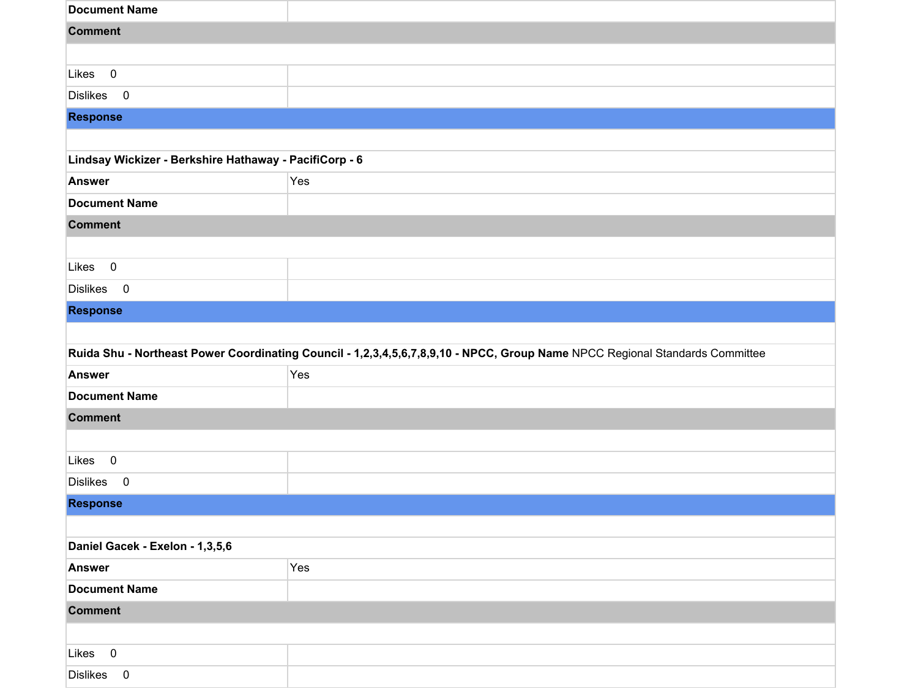| Document Name | |
|---|---|
| **Comment** | |
| | |
| Likes 0 | |
| Dislikes 0 | |
| **Response** | |
| | |
| **Lindsay Wickizer - Berkshire Hathaway - PacifiCorp - 6** | |
| **Answer** | Yes |
| **Document Name** | |
| **Comment** | |
| | |
| Likes 0 | |
| Dislikes 0 | |
| **Response** | |
| | |
| **Ruida Shu - Northeast Power Coordinating Council - 1,2,3,4,5,6,7,8,9,10 - NPCC, Group Name** NPCC Regional Standards Committee | |
| **Answer** | Yes |
| **Document Name** | |
| **Comment** | |
| | |
| Likes 0 | |
| Dislikes 0 | |
| **Response** | |
| | |
| **Daniel Gacek - Exelon - 1,3,5,6** | |
| **Answer** | Yes |
| **Document Name** | |
| **Comment** | |
| | |
| Likes 0 | |
| Dislikes 0 | |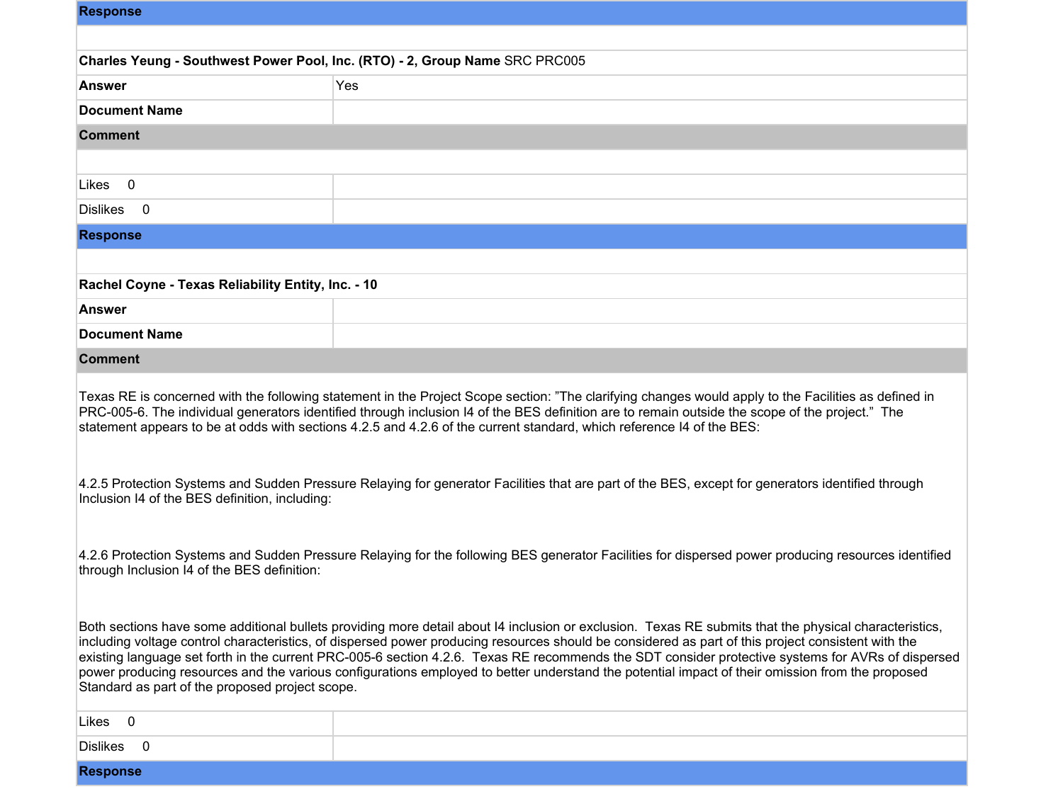**Response**

**Charles Yeung - Southwest Power Pool, Inc. (RTO) - 2, Group Name** SRC PRC005

| | |
|---|---|
| **Answer** | Yes |
| **Document Name** | |

**Comment**

| | |
|---|---|
| Likes 0 | |
| Dislikes 0 | |

**Response**

**Rachel Coyne - Texas Reliability Entity, Inc. - 10**

| | |
|---|---|
| **Answer** | |
| **Document Name** | |

**Comment**

Texas RE is concerned with the following statement in the Project Scope section: "The clarifying changes would apply to the Facilities as defined in PRC-005-6. The individual generators identified through inclusion I4 of the BES definition are to remain outside the scope of the project." The statement appears to be at odds with sections 4.2.5 and 4.2.6 of the current standard, which reference I4 of the BES:

4.2.5 Protection Systems and Sudden Pressure Relaying for generator Facilities that are part of the BES, except for generators identified through Inclusion I4 of the BES definition, including:

4.2.6 Protection Systems and Sudden Pressure Relaying for the following BES generator Facilities for dispersed power producing resources identified through Inclusion I4 of the BES definition:

Both sections have some additional bullets providing more detail about I4 inclusion or exclusion. Texas RE submits that the physical characteristics, including voltage control characteristics, of dispersed power producing resources should be considered as part of this project consistent with the existing language set forth in the current PRC-005-6 section 4.2.6. Texas RE recommends the SDT consider protective systems for AVRs of dispersed power producing resources and the various configurations employed to better understand the potential impact of their omission from the proposed Standard as part of the proposed project scope.

| | |
|---|---|
| Likes 0 | |
| Dislikes 0 | |

**Response**